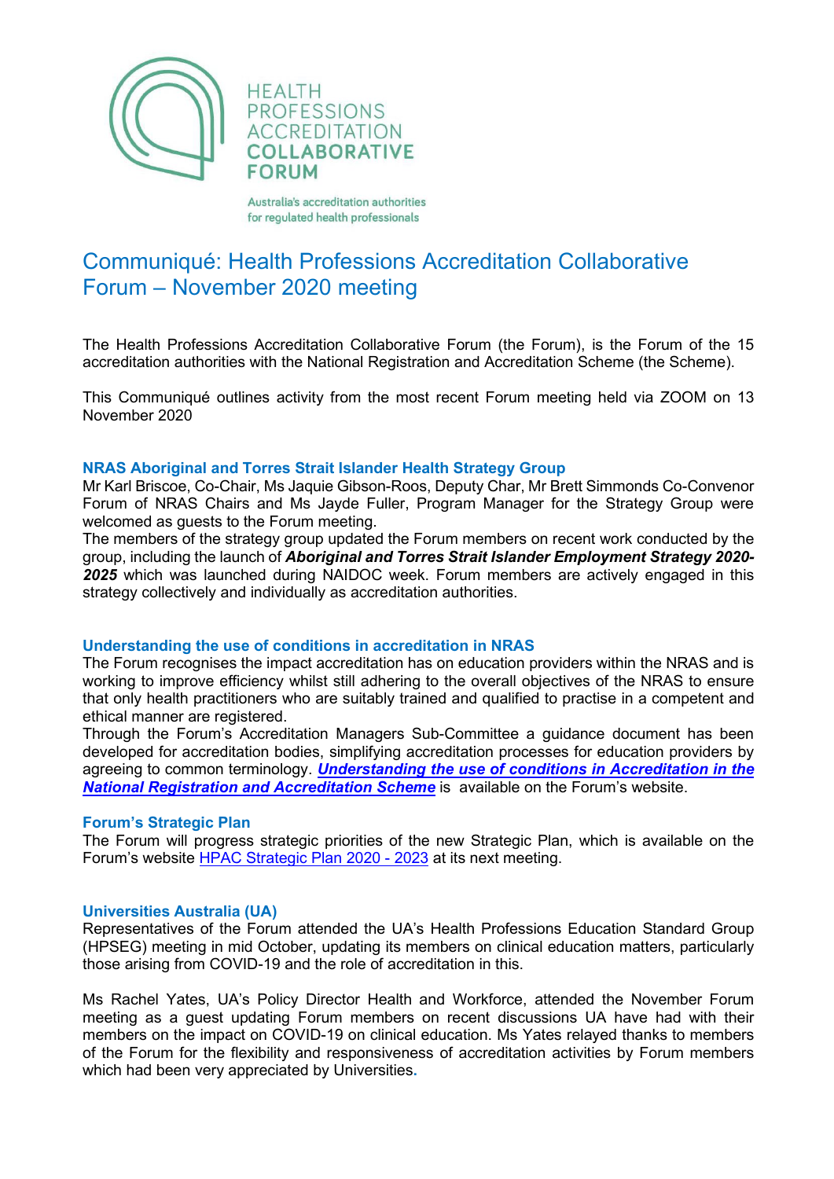HEALTH PROFESSIONS ACCREDITATION **COLLABORATIVE FORUM**

Australia's accreditation authorities for regulated health professionals

# Communiqué: Health Professions Accreditation Collaborative Forum – November 2020 meeting

The Health Professions Accreditation Collaborative Forum (the Forum), is the Forum of the 15 accreditation authorities with the National Registration and Accreditation Scheme (the Scheme).

This Communiqué outlines activity from the most recent Forum meeting held via ZOOM on 13 November 2020

### NRAS Aboriginal and Torres Strait Islander Health Strategy Group

Mr Karl Briscoe, Co-Chair, Ms Jaquie Gibson-Roos, Deputy Char, Mr Brett Simmonds Co-Convenor Forum of NRAS Chairs and Ms Jayde Fuller, Program Manager for the Strategy Group were welcomed as guests to the Forum meeting.

The members of the strategy group updated the Forum members on recent work conducted by the group, including the launch of ***Aboriginal and Torres Strait Islander Employment Strategy 2020-2025*** which was launched during NAIDOC week. Forum members are actively engaged in this strategy collectively and individually as accreditation authorities.

### Understanding the use of conditions in accreditation in NRAS

The Forum recognises the impact accreditation has on education providers within the NRAS and is working to improve efficiency whilst still adhering to the overall objectives of the NRAS to ensure that only health practitioners who are suitably trained and qualified to practise in a competent and ethical manner are registered.

Through the Forum's Accreditation Managers Sub-Committee a guidance document has been developed for accreditation bodies, simplifying accreditation processes for education providers by agreeing to common terminology. ***Understanding the use of conditions in Accreditation in the National Registration and Accreditation Scheme*** is available on the Forum's website.

### Forum's Strategic Plan

The Forum will progress strategic priorities of the new Strategic Plan, which is available on the Forum's website HPAC Strategic Plan 2020 - 2023 at its next meeting.

### Universities Australia (UA)

Representatives of the Forum attended the UA's Health Professions Education Standard Group (HPSEG) meeting in mid October, updating its members on clinical education matters, particularly those arising from COVID-19 and the role of accreditation in this.

Ms Rachel Yates, UA's Policy Director Health and Workforce, attended the November Forum meeting as a guest updating Forum members on recent discussions UA have had with their members on the impact on COVID-19 on clinical education. Ms Yates relayed thanks to members of the Forum for the flexibility and responsiveness of accreditation activities by Forum members which had been very appreciated by Universities.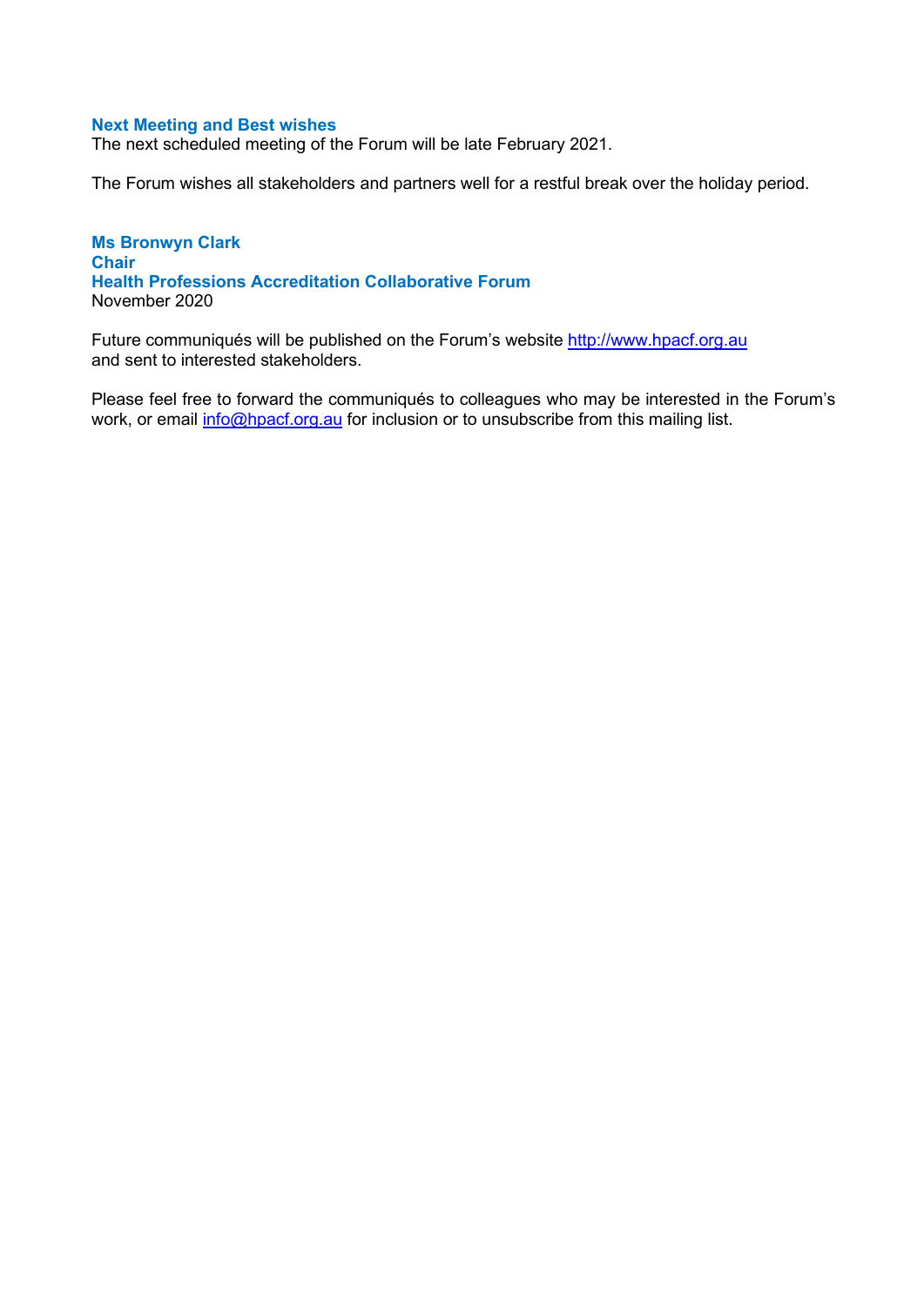### Next Meeting and Best wishes

The next scheduled meeting of the Forum will be late February 2021.

The Forum wishes all stakeholders and partners well for a restful break over the holiday period.

**Ms Bronwyn Clark**
**Chair**
**Health Professions Accreditation Collaborative Forum**
November 2020

Future communiqués will be published on the Forum's website http://www.hpacf.org.au and sent to interested stakeholders.

Please feel free to forward the communiqués to colleagues who may be interested in the Forum's work, or email info@hpacf.org.au for inclusion or to unsubscribe from this mailing list.